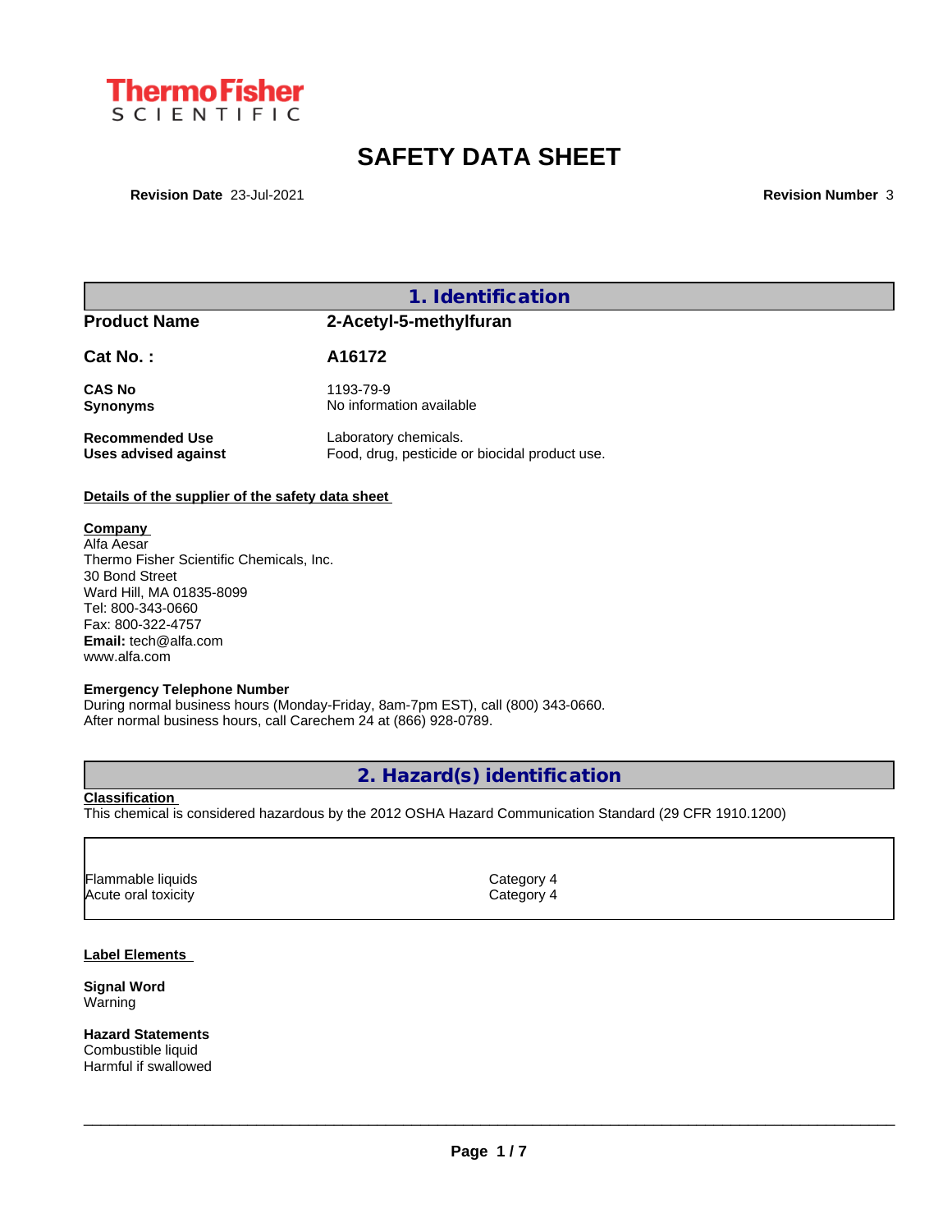Thermo Fisher SCIENTIFIC

# SAFETY DATA SHEET

**Revision Date** 23-Jul-2021 **Revision Number** 3

## 1. Identification

| | |
|---|---|
| **Product Name** | **2-Acetyl-5-methylfuran** |
| **Cat No. :** | **A16172** |
| **CAS No** | 1193-79-9 |
| **Synonyms** | No information available |
| **Recommended Use** | Laboratory chemicals. |
| **Uses advised against** | Food, drug, pesticide or biocidal product use. |

**Details of the supplier of the safety data sheet**

**Company**
Alfa Aesar
Thermo Fisher Scientific Chemicals, Inc.
30 Bond Street
Ward Hill, MA 01835-8099
Tel: 800-343-0660
Fax: 800-322-4757
**Email:** tech@alfa.com
www.alfa.com

**Emergency Telephone Number**
During normal business hours (Monday-Friday, 8am-7pm EST), call (800) 343-0660.
After normal business hours, call Carechem 24 at (866) 928-0789.

## 2. Hazard(s) identification

**Classification**
This chemical is considered hazardous by the 2012 OSHA Hazard Communication Standard (29 CFR 1910.1200)

| | |
|---|---|
| Flammable liquids | Category 4 |
| Acute oral toxicity | Category 4 |

**Label Elements**

**Signal Word**
Warning

**Hazard Statements**
Combustible liquid
Harmful if swallowed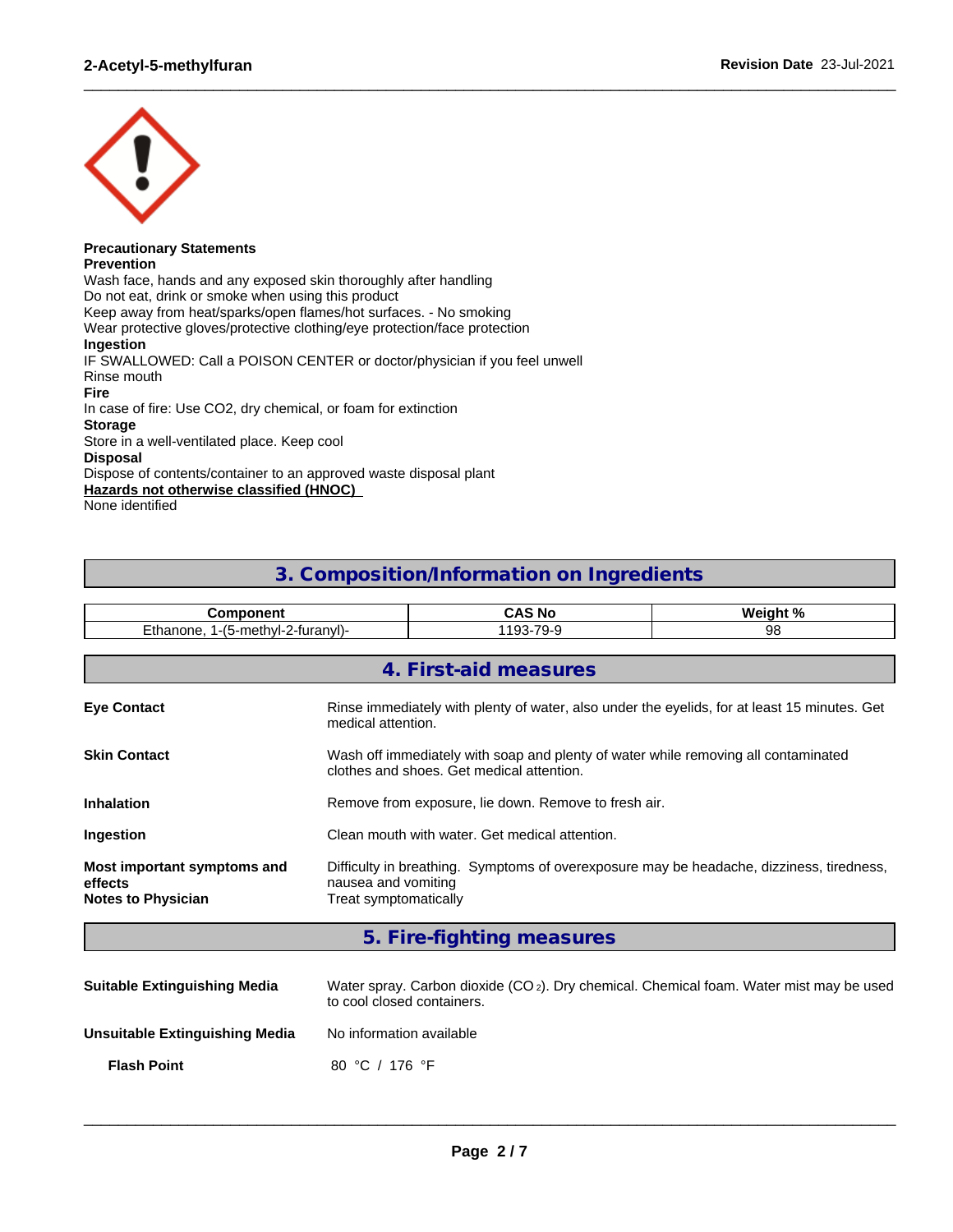**Precautionary Statements**

**Prevention**

Wash face, hands and any exposed skin thoroughly after handling
Do not eat, drink or smoke when using this product
Keep away from heat/sparks/open flames/hot surfaces. - No smoking
Wear protective gloves/protective clothing/eye protection/face protection

**Ingestion**

IF SWALLOWED: Call a POISON CENTER or doctor/physician if you feel unwell
Rinse mouth

**Fire**

In case of fire: Use CO2, dry chemical, or foam for extinction

**Storage**

Store in a well-ventilated place. Keep cool

**Disposal**

Dispose of contents/container to an approved waste disposal plant

**Hazards not otherwise classified (HNOC)**

None identified

## 3. Composition/Information on Ingredients

| Component | CAS No | Weight % |
| --- | --- | --- |
| Ethanone, 1-(5-methyl-2-furanyl)- | 1193-79-9 | 98 |

## 4. First-aid measures

**Eye Contact**
Rinse immediately with plenty of water, also under the eyelids, for at least 15 minutes. Get medical attention.

**Skin Contact**
Wash off immediately with soap and plenty of water while removing all contaminated clothes and shoes. Get medical attention.

**Inhalation**
Remove from exposure, lie down. Remove to fresh air.

**Ingestion**
Clean mouth with water. Get medical attention.

**Most important symptoms and effects**
Difficulty in breathing. Symptoms of overexposure may be headache, dizziness, tiredness, nausea and vomiting

**Notes to Physician**
Treat symptomatically

## 5. Fire-fighting measures

**Suitable Extinguishing Media**
Water spray. Carbon dioxide ($CO_2$). Dry chemical. Chemical foam. Water mist may be used to cool closed containers.

**Unsuitable Extinguishing Media**
No information available

**Flash Point**
80 °C / 176 °F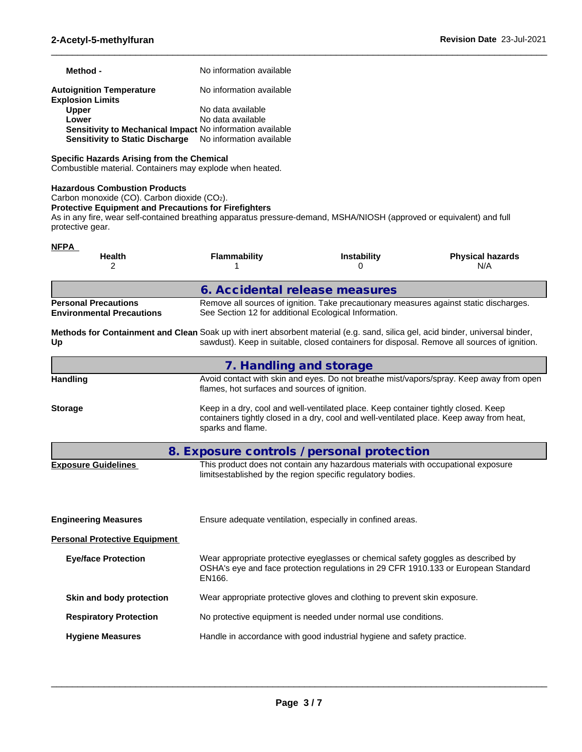**Method -** No information available

**Autoignition Temperature** No information available

**Explosion Limits**

- **Upper** No data available
- **Lower** No data available
- **Sensitivity to Mechanical Impact** No information available
- **Sensitivity to Static Discharge** No information available

**Specific Hazards Arising from the Chemical**

Combustible material. Containers may explode when heated.

**Hazardous Combustion Products**

Carbon monoxide (CO). Carbon dioxide ($CO_2$).

**Protective Equipment and Precautions for Firefighters**

As in any fire, wear self-contained breathing apparatus pressure-demand, MSHA/NIOSH (approved or equivalent) and full protective gear.

**NFPA**

| Health | Flammability | Instability | Physical hazards |
|---|---|---|---|
| 2 | 1 | 0 | N/A |

## 6. Accidental release measures

**Personal Precautions** Remove all sources of ignition. Take precautionary measures against static discharges.

**Environmental Precautions** See Section 12 for additional Ecological Information.

**Methods for Containment and Clean Up** Soak up with inert absorbent material (e.g. sand, silica gel, acid binder, universal binder, sawdust). Keep in suitable, closed containers for disposal. Remove all sources of ignition.

## 7. Handling and storage

**Handling** Avoid contact with skin and eyes. Do not breathe mist/vapors/spray. Keep away from open flames, hot surfaces and sources of ignition.

**Storage** Keep in a dry, cool and well-ventilated place. Keep container tightly closed. Keep containers tightly closed in a dry, cool and well-ventilated place. Keep away from heat, sparks and flame.

## 8. Exposure controls / personal protection

**Exposure Guidelines** This product does not contain any hazardous materials with occupational exposure limitsestablished by the region specific regulatory bodies.

**Engineering Measures** Ensure adequate ventilation, especially in confined areas.

**Personal Protective Equipment**

**Eye/face Protection** Wear appropriate protective eyeglasses or chemical safety goggles as described by OSHA's eye and face protection regulations in 29 CFR 1910.133 or European Standard EN166.

**Skin and body protection** Wear appropriate protective gloves and clothing to prevent skin exposure.

**Respiratory Protection** No protective equipment is needed under normal use conditions.

**Hygiene Measures** Handle in accordance with good industrial hygiene and safety practice.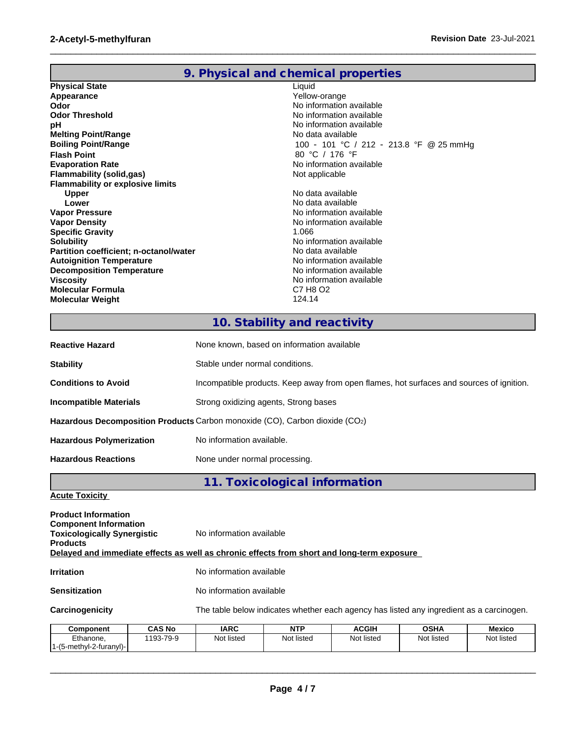## 9. Physical and chemical properties

| | |
|---|---|
| **Physical State** | Liquid |
| **Appearance** | Yellow-orange |
| **Odor** | No information available |
| **Odor Threshold** | No information available |
| **pH** | No information available |
| **Melting Point/Range** | No data available |
| **Boiling Point/Range** | 100 - 101 °C / 212 - 213.8 °F @ 25 mmHg |
| **Flash Point** | 80 °C / 176 °F |
| **Evaporation Rate** | No information available |
| **Flammability (solid,gas)** | Not applicable |
| **Flammability or explosive limits** | |
| **Upper** | No data available |
| **Lower** | No data available |
| **Vapor Pressure** | No information available |
| **Vapor Density** | No information available |
| **Specific Gravity** | 1.066 |
| **Solubility** | No information available |
| **Partition coefficient; n-octanol/water** | No data available |
| **Autoignition Temperature** | No information available |
| **Decomposition Temperature** | No information available |
| **Viscosity** | No information available |
| **Molecular Formula** | C7 H8 O2 |
| **Molecular Weight** | 124.14 |

## 10. Stability and reactivity

**Reactive Hazard** None known, based on information available

**Stability** Stable under normal conditions.

**Conditions to Avoid** Incompatible products. Keep away from open flames, hot surfaces and sources of ignition.

**Incompatible Materials** Strong oxidizing agents, Strong bases

**Hazardous Decomposition Products** Carbon monoxide (CO), Carbon dioxide ($CO_2$)

**Hazardous Polymerization** No information available.

**Hazardous Reactions** None under normal processing.

## 11. Toxicological information

**Acute Toxicity**

**Product Information**
**Component Information**
**Toxicologically Synergistic Products** No information available

**Delayed and immediate effects as well as chronic effects from short and long-term exposure**

**Irritation** No information available

**Sensitization** No information available

**Carcinogenicity** The table below indicates whether each agency has listed any ingredient as a carcinogen.

| Component | CAS No | IARC | NTP | ACGIH | OSHA | Mexico |
|---|---|---|---|---|---|---|
| Ethanone, 1-(5-methyl-2-furanyl)- | 1193-79-9 | Not listed | Not listed | Not listed | Not listed | Not listed |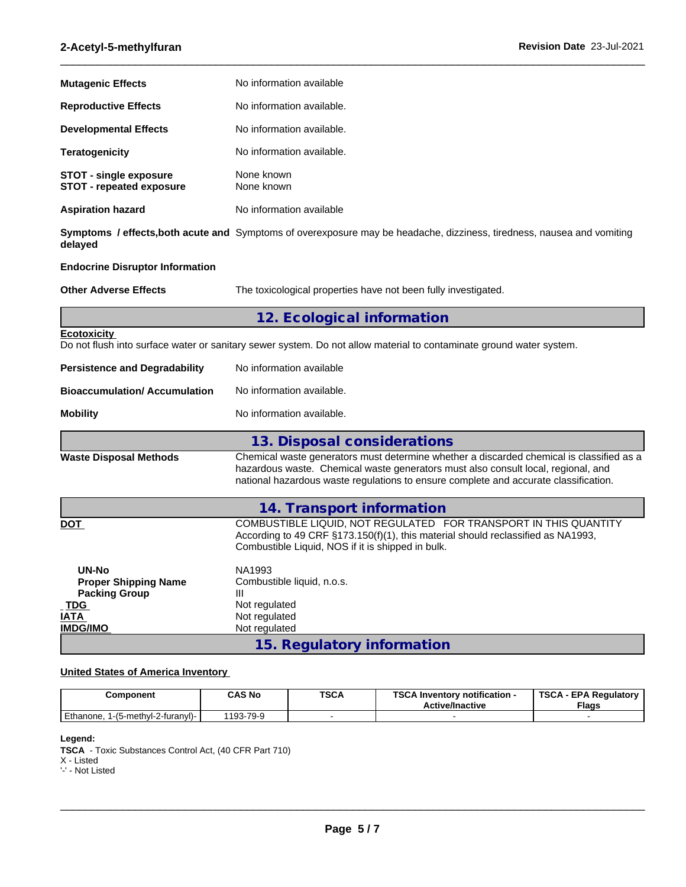**Mutagenic Effects** No information available

**Reproductive Effects** No information available.

**Developmental Effects** No information available.

**Teratogenicity** No information available.

**STOT - single exposure** None known
**STOT - repeated exposure** None known

**Aspiration hazard** No information available

**Symptoms / effects,both acute and delayed** Symptoms of overexposure may be headache, dizziness, tiredness, nausea and vomiting

**Endocrine Disruptor Information**

**Other Adverse Effects** The toxicological properties have not been fully investigated.

## 12. Ecological information

**Ecotoxicity**
Do not flush into surface water or sanitary sewer system. Do not allow material to contaminate ground water system.

**Persistence and Degradability** No information available

**Bioaccumulation/ Accumulation** No information available.

**Mobility** No information available.

## 13. Disposal considerations

**Waste Disposal Methods** Chemical waste generators must determine whether a discarded chemical is classified as a hazardous waste. Chemical waste generators must also consult local, regional, and national hazardous waste regulations to ensure complete and accurate classification.

## 14. Transport information

**DOT** COMBUSTIBLE LIQUID, NOT REGULATED FOR TRANSPORT IN THIS QUANTITY
According to 49 CFR §173.150(f)(1), this material should reclassified as NA1993, Combustible Liquid, NOS if it is shipped in bulk.

**UN-No** NA1993
**Proper Shipping Name** Combustible liquid, n.o.s.
**Packing Group** III
**TDG** Not regulated
**IATA** Not regulated
**IMDG/IMO** Not regulated

## 15. Regulatory information

**United States of America Inventory**

| Component | CAS No | TSCA | TSCA Inventory notification - Active/Inactive | TSCA - EPA Regulatory Flags |
|---|---|---|---|---|
| Ethanone, 1-(5-methyl-2-furanyl)- | 1193-79-9 | - | - | - |

**Legend:**
**TSCA** - Toxic Substances Control Act, (40 CFR Part 710)
X - Listed
'-' - Not Listed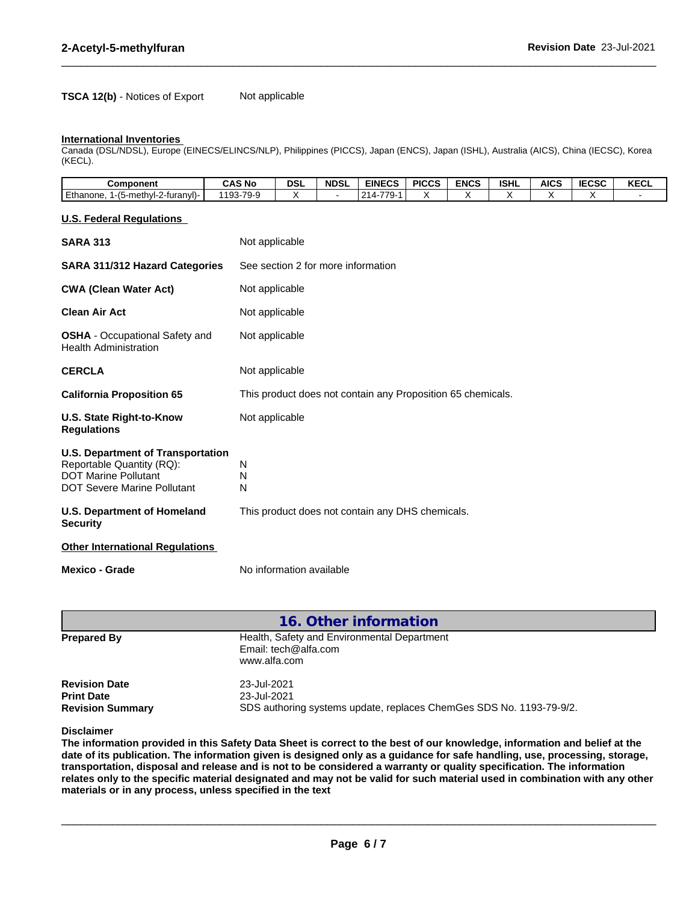**TSCA 12(b)** - Notices of Export Not applicable

**International Inventories**

Canada (DSL/NDSL), Europe (EINECS/ELINCS/NLP), Philippines (PICCS), Japan (ENCS), Japan (ISHL), Australia (AICS), China (IECSC), Korea (KECL).

| Component | CAS No | DSL | NDSL | EINECS | PICCS | ENCS | ISHL | AICS | IECSC | KECL |
|---|---|---|---|---|---|---|---|---|---|---|
| Ethanone, 1-(5-methyl-2-furanyl)- | 1193-79-9 | X | - | 214-779-1 | X | X | X | X | X | - |

**U.S. Federal Regulations**

**SARA 313** Not applicable

**SARA 311/312 Hazard Categories** See section 2 for more information

**CWA (Clean Water Act)** Not applicable

**Clean Air Act** Not applicable

**OSHA** - Occupational Safety and Health Administration Not applicable

**CERCLA** Not applicable

**California Proposition 65** This product does not contain any Proposition 65 chemicals.

**U.S. State Right-to-Know Regulations** Not applicable

**U.S. Department of Transportation**

Reportable Quantity (RQ): N

DOT Marine Pollutant N

DOT Severe Marine Pollutant N

**U.S. Department of Homeland Security** This product does not contain any DHS chemicals.

**Other International Regulations**

**Mexico - Grade** No information available

## 16. Other information

**Prepared By** Health, Safety and Environmental Department
Email: tech@alfa.com
www.alfa.com

**Revision Date** 23-Jul-2021

**Print Date** 23-Jul-2021

**Revision Summary** SDS authoring systems update, replaces ChemGes SDS No. 1193-79-9/2.

**Disclaimer**

**The information provided in this Safety Data Sheet is correct to the best of our knowledge, information and belief at the date of its publication. The information given is designed only as a guidance for safe handling, use, processing, storage, transportation, disposal and release and is not to be considered a warranty or quality specification. The information relates only to the specific material designated and may not be valid for such material used in combination with any other materials or in any process, unless specified in the text**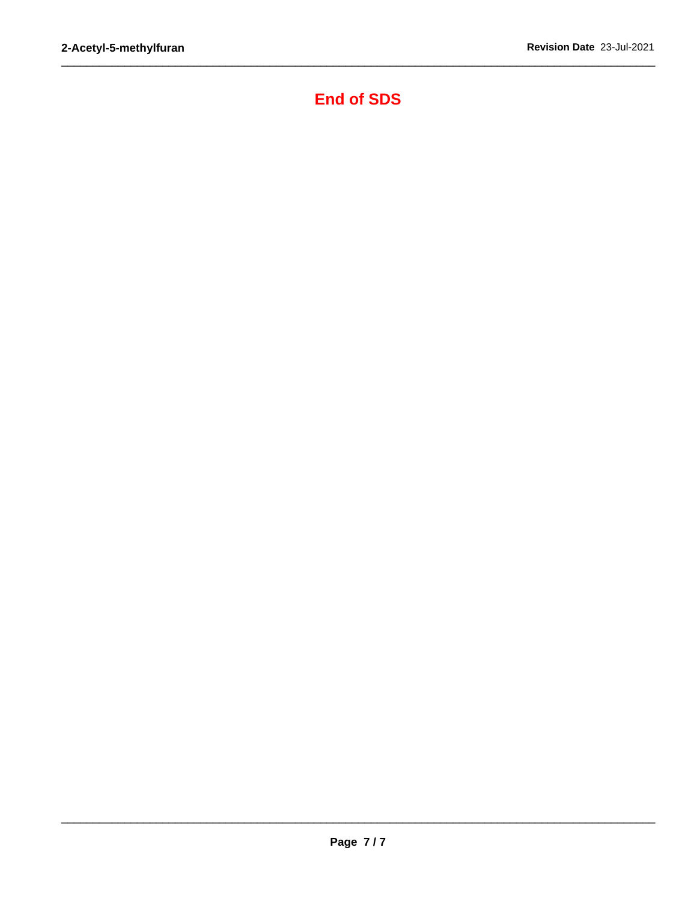**End of SDS**